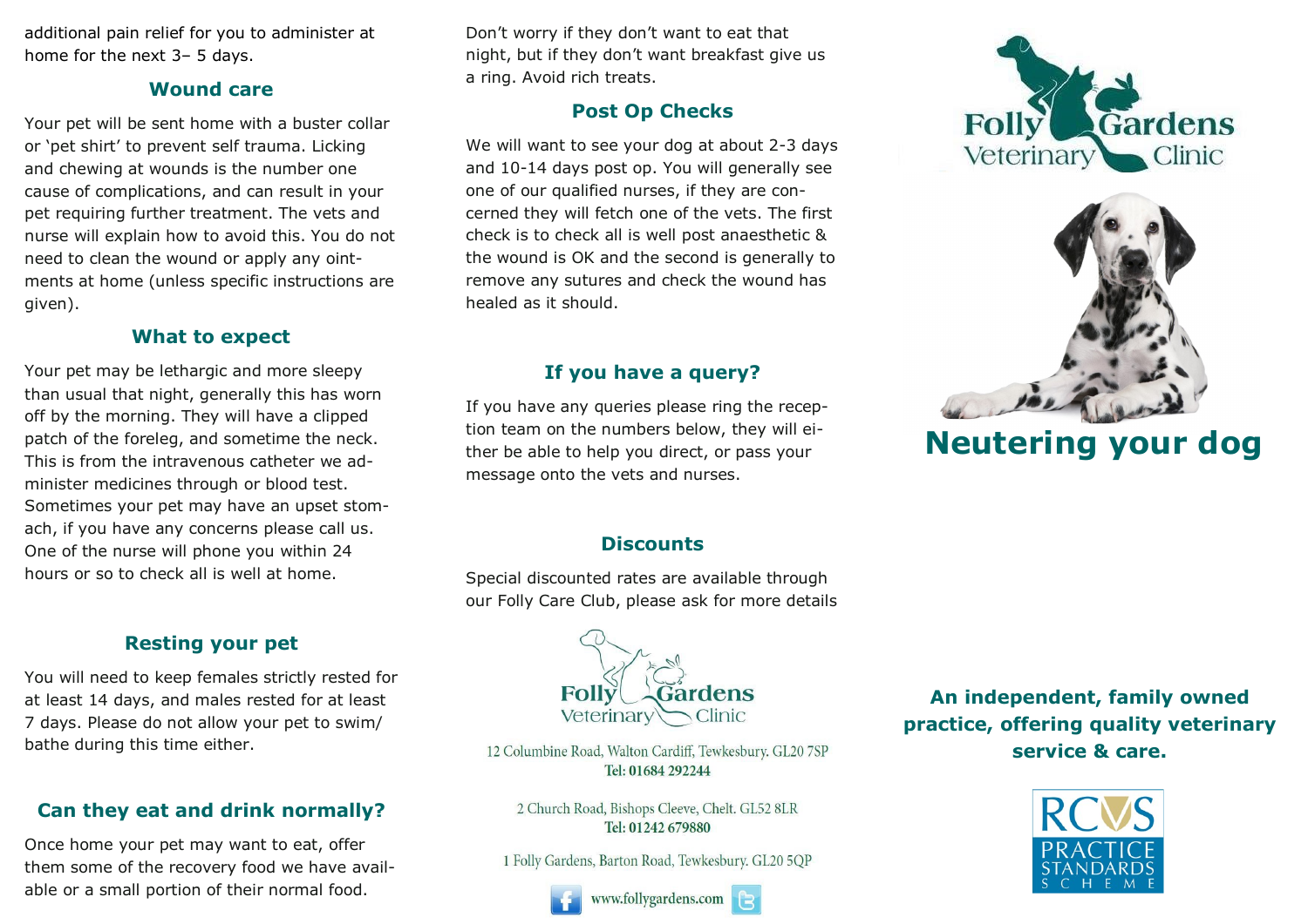additional pain relief for you to administer at home for the next 3– 5 days.

## Wound care

Your pet will be sent home with a buster collar or 'pet shirt' to prevent self trauma. Licking and chewing at wounds is the number one cause of complications, and can result in your pet requiring further treatment. The vets and nurse will explain how to avoid this. You do not need to clean the wound or apply any ointments at home (unless specific instructions are given).

## What to expect

Your pet may be lethargic and more sleepy than usual that night, generally this has worn off by the morning. They will have a clipped patch of the foreleg, and sometime the neck. This is from the intravenous catheter we administer medicines through or blood test. Sometimes your pet may have an upset stomach, if you have any concerns please call us. One of the nurse will phone you within 24 hours or so to check all is well at home.

## Resting your pet

You will need to keep females strictly rested for at least 14 days, and males rested for at least 7 days. Please do not allow your pet to swim/ bathe during this time either.

## Can they eat and drink normally?

Once home your pet may want to eat, offer them some of the recovery food we have available or a small portion of their normal food. Don't worry if they don't want to eat that night, but if they don't want breakfast give us a ring. Avoid rich treats.

## Post Op Checks

We will want to see your dog at about 2-3 days and 10-14 days post op. You will generally see one of our qualified nurses, if they are concerned they will fetch one of the vets. The first check is to check all is well post anaesthetic & the wound is OK and the second is generally to remove any sutures and check the wound has healed as it should.

## If you have a query?

If you have any queries please ring the reception team on the numbers below, they will either be able to help you direct, or pass your message onto the vets and nurses.

## Discounts

Special discounted rates are available through our Folly Care Club, please ask for more details

Folly Gardens Veterinary Clinic

12 Columbine Road, Walton Cardiff, Tewkesbury. GL20 7SP
**Tel: 01684 292244**

2 Church Road, Bishops Cleeve, Chelt. GL52 8LR
**Tel: 01242 679880**

1 Folly Gardens, Barton Road, Tewkesbury. GL20 5QP

www.follygardens.com

Folly Gardens Veterinary Clinic

# Neutering your dog

**An independent, family owned practice, offering quality veterinary service & care.**

RCVS PRACTICE STANDARDS SCHEME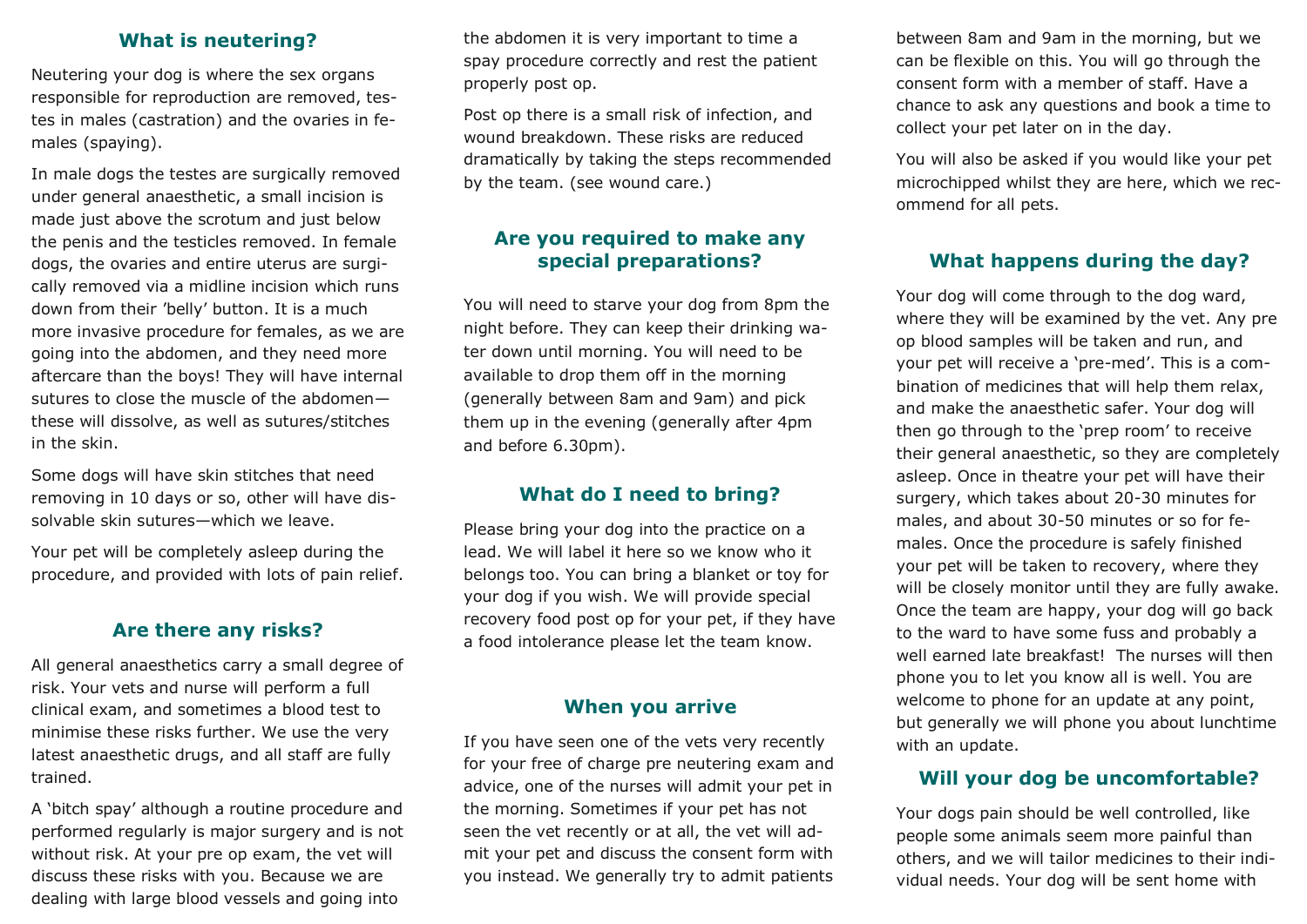## What is neutering?

Neutering your dog is where the sex organs responsible for reproduction are removed, testes in males (castration) and the ovaries in females (spaying).

In male dogs the testes are surgically removed under general anaesthetic, a small incision is made just above the scrotum and just below the penis and the testicles removed. In female dogs, the ovaries and entire uterus are surgically removed via a midline incision which runs down from their 'belly' button. It is a much more invasive procedure for females, as we are going into the abdomen, and they need more aftercare than the boys! They will have internal sutures to close the muscle of the abdomen—these will dissolve, as well as sutures/stitches in the skin.

Some dogs will have skin stitches that need removing in 10 days or so, other will have dissolvable skin sutures—which we leave.

Your pet will be completely asleep during the procedure, and provided with lots of pain relief.

## Are there any risks?

All general anaesthetics carry a small degree of risk. Your vets and nurse will perform a full clinical exam, and sometimes a blood test to minimise these risks further. We use the very latest anaesthetic drugs, and all staff are fully trained.

A 'bitch spay' although a routine procedure and performed regularly is major surgery and is not without risk. At your pre op exam, the vet will discuss these risks with you. Because we are dealing with large blood vessels and going into the abdomen it is very important to time a spay procedure correctly and rest the patient properly post op.

Post op there is a small risk of infection, and wound breakdown. These risks are reduced dramatically by taking the steps recommended by the team. (see wound care.)

## Are you required to make any special preparations?

You will need to starve your dog from 8pm the night before. They can keep their drinking water down until morning. You will need to be available to drop them off in the morning (generally between 8am and 9am) and pick them up in the evening (generally after 4pm and before 6.30pm).

## What do I need to bring?

Please bring your dog into the practice on a lead. We will label it here so we know who it belongs too. You can bring a blanket or toy for your dog if you wish. We will provide special recovery food post op for your pet, if they have a food intolerance please let the team know.

## When you arrive

If you have seen one of the vets very recently for your free of charge pre neutering exam and advice, one of the nurses will admit your pet in the morning. Sometimes if your pet has not seen the vet recently or at all, the vet will admit your pet and discuss the consent form with you instead. We generally try to admit patients between 8am and 9am in the morning, but we can be flexible on this. You will go through the consent form with a member of staff. Have a chance to ask any questions and book a time to collect your pet later on in the day.

You will also be asked if you would like your pet microchipped whilst they are here, which we recommend for all pets.

## What happens during the day?

Your dog will come through to the dog ward, where they will be examined by the vet. Any pre op blood samples will be taken and run, and your pet will receive a 'pre-med'. This is a combination of medicines that will help them relax, and make the anaesthetic safer. Your dog will then go through to the 'prep room' to receive their general anaesthetic, so they are completely asleep. Once in theatre your pet will have their surgery, which takes about 20-30 minutes for males, and about 30-50 minutes or so for females. Once the procedure is safely finished your pet will be taken to recovery, where they will be closely monitor until they are fully awake. Once the team are happy, your dog will go back to the ward to have some fuss and probably a well earned late breakfast! The nurses will then phone you to let you know all is well. You are welcome to phone for an update at any point, but generally we will phone you about lunchtime with an update.

## Will your dog be uncomfortable?

Your dogs pain should be well controlled, like people some animals seem more painful than others, and we will tailor medicines to their individual needs. Your dog will be sent home with